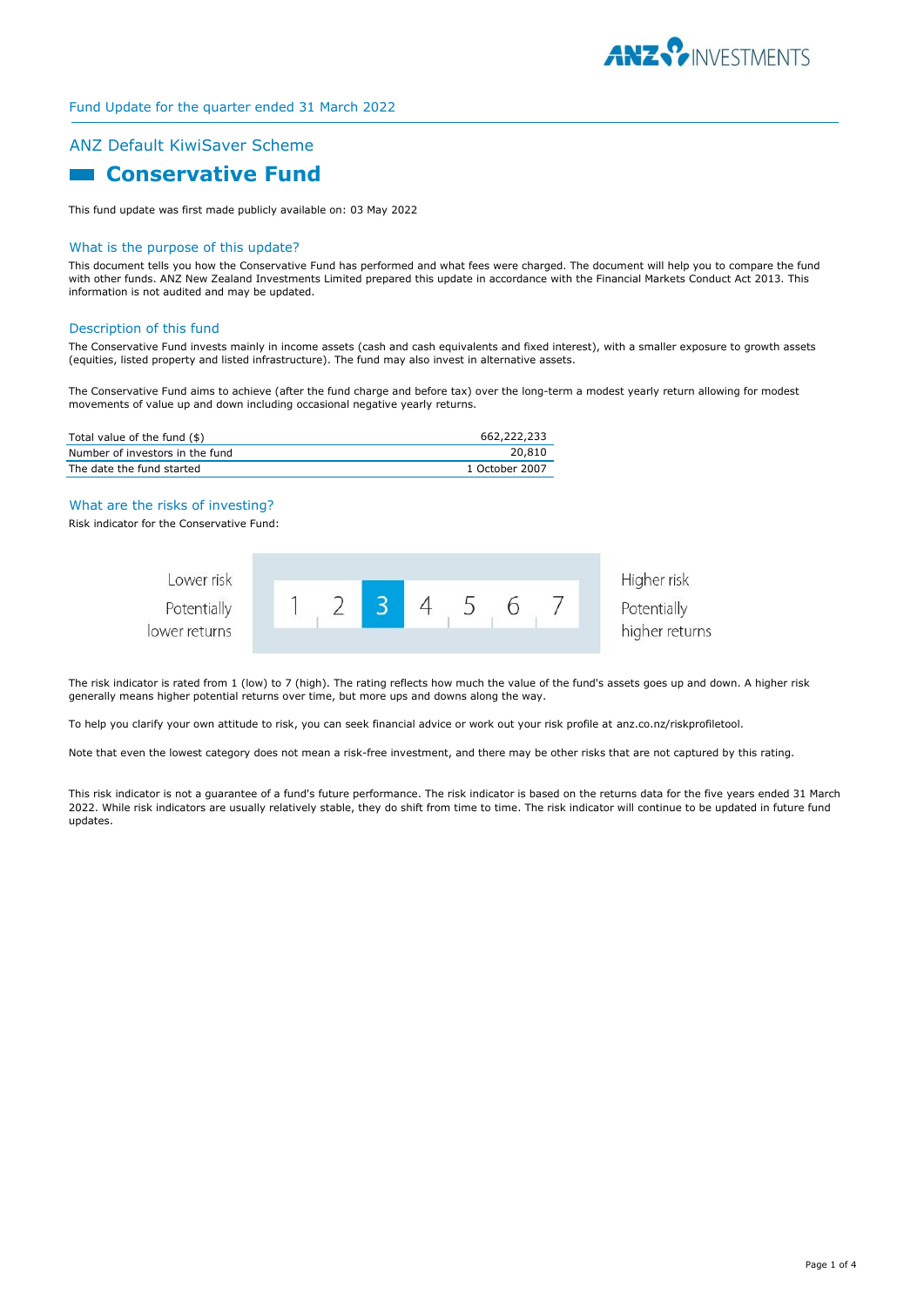Fund Update for the quarter ended 31 March 2022

## ANZ Default KiwiSaver Scheme

# Conservative Fund

This fund update was first made publicly available on: 03 May 2022

### What is the purpose of this update?

This document tells you how the Conservative Fund has performed and what fees were charged. The document will help you to compare the fund with other funds. ANZ New Zealand Investments Limited prepared this update in accordance with the Financial Markets Conduct Act 2013. This information is not audited and may be updated.

### Description of this fund

The Conservative Fund invests mainly in income assets (cash and cash equivalents and fixed interest), with a smaller exposure to growth assets (equities, listed property and listed infrastructure). The fund may also invest in alternative assets.

The Conservative Fund aims to achieve (after the fund charge and before tax) over the long-term a modest yearly return allowing for modest movements of value up and down including occasional negative yearly returns.

| | |
|---|---|
| Total value of the fund ($) | 662,222,233 |
| Number of investors in the fund | 20,810 |
| The date the fund started | 1 October 2007 |

### What are the risks of investing?

Risk indicator for the Conservative Fund:

| Lower risk<br>Potentially lower returns | 1 | 2 | **3** | 4 | 5 | 6 | 7 | Higher risk<br>Potentially higher returns |
|---|---|---|---|---|---|---|---|---|

The risk indicator is rated from 1 (low) to 7 (high). The rating reflects how much the value of the fund's assets goes up and down. A higher risk generally means higher potential returns over time, but more ups and downs along the way.

To help you clarify your own attitude to risk, you can seek financial advice or work out your risk profile at anz.co.nz/riskprofiletool.

Note that even the lowest category does not mean a risk-free investment, and there may be other risks that are not captured by this rating.

This risk indicator is not a guarantee of a fund's future performance. The risk indicator is based on the returns data for the five years ended 31 March 2022. While risk indicators are usually relatively stable, they do shift from time to time. The risk indicator will continue to be updated in future fund updates.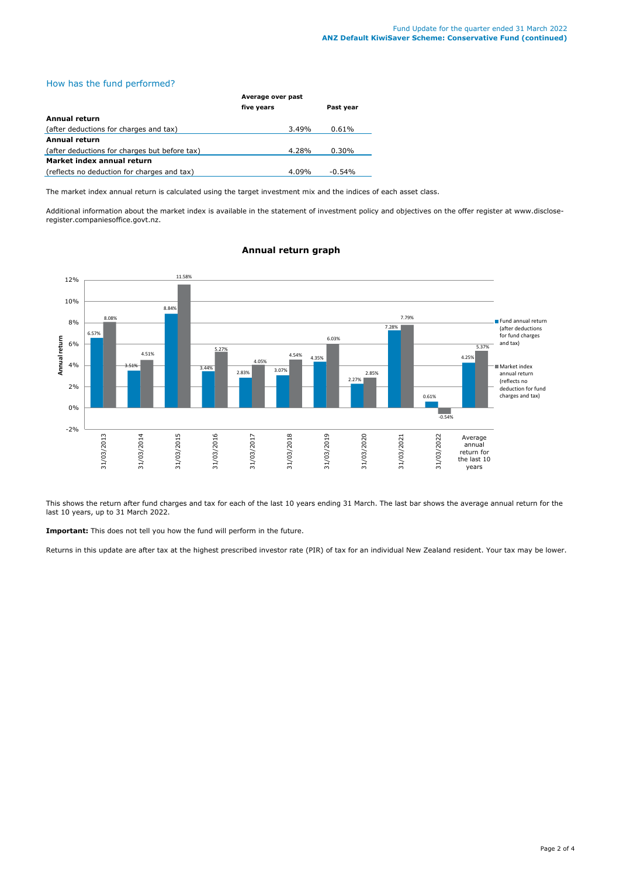## How has the fund performed?

| | Average over past five years | Past year |
|---|---|---|
| **Annual return** | | |
| (after deductions for charges and tax) | 3.49% | 0.61% |
| **Annual return** | | |
| (after deductions for charges but before tax) | 4.28% | 0.30% |
| **Market index annual return** | | |
| (reflects no deduction for charges and tax) | 4.09% | -0.54% |

The market index annual return is calculated using the target investment mix and the indices of each asset class.

Additional information about the market index is available in the statement of investment policy and objectives on the offer register at www.disclose-register.companiesoffice.govt.nz.

### Annual return graph

| | Fund annual return (after deductions for fund charges and tax) | Market index annual return (reflects no deduction for fund charges and tax) |
|---|---|---|
| 31/03/2013 | 6.57% | 8.08% |
| 31/03/2014 | 3.51% | 4.51% |
| 31/03/2015 | 8.84% | 11.58% |
| 31/03/2016 | 3.44% | 5.27% |
| 31/03/2017 | 2.83% | 4.05% |
| 31/03/2018 | 3.07% | 4.54% |
| 31/03/2019 | 4.35% | 6.03% |
| 31/03/2020 | 2.27% | 2.85% |
| 31/03/2021 | 7.28% | 7.79% |
| 31/03/2022 | 0.61% | -0.54% |
| Average annual return for the last 10 years | 4.25% | 5.37% |

This shows the return after fund charges and tax for each of the last 10 years ending 31 March. The last bar shows the average annual return for the last 10 years, up to 31 March 2022.

**Important:** This does not tell you how the fund will perform in the future.

Returns in this update are after tax at the highest prescribed investor rate (PIR) of tax for an individual New Zealand resident. Your tax may be lower.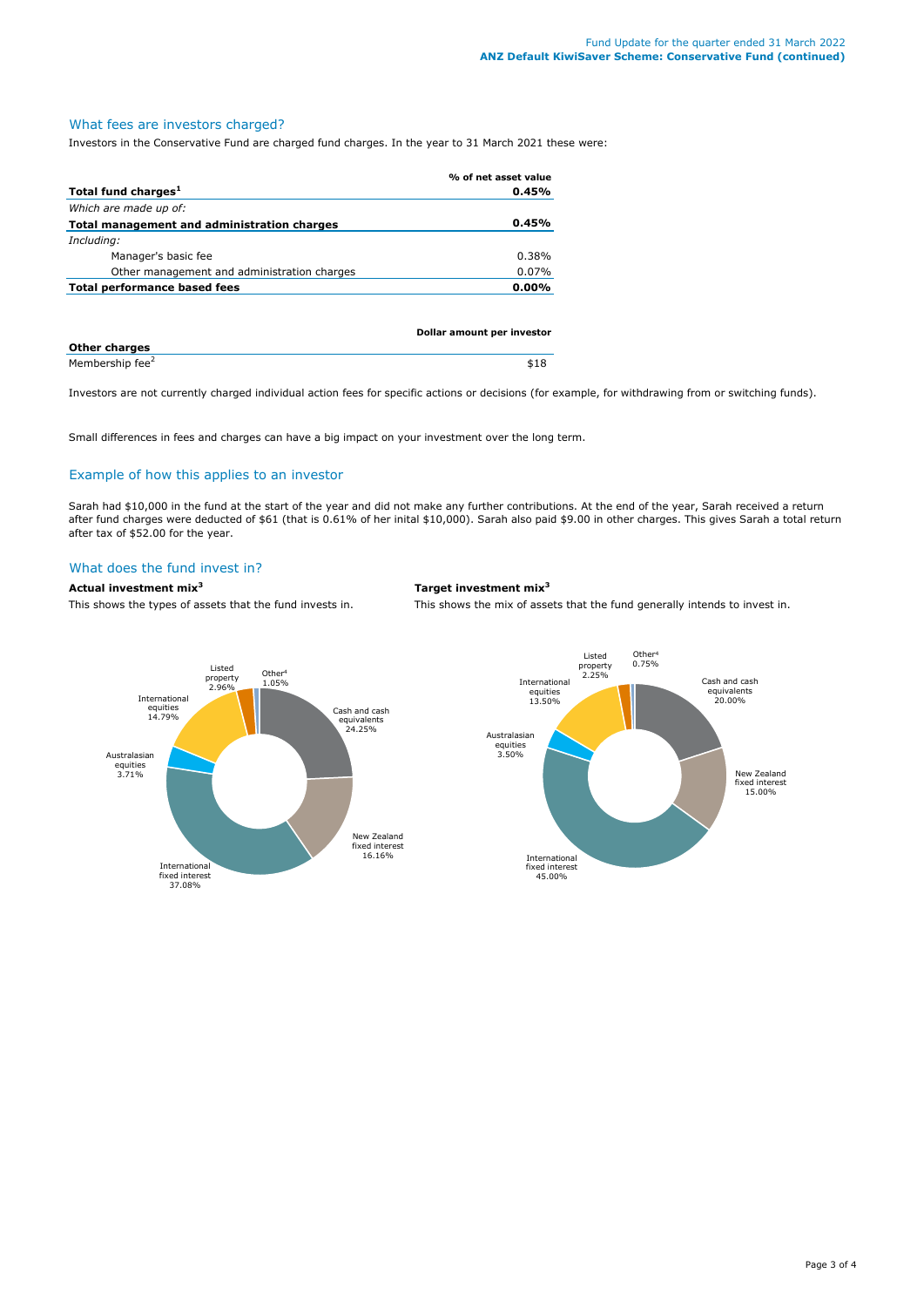## What fees are investors charged?

Investors in the Conservative Fund are charged fund charges. In the year to 31 March 2021 these were:

| | % of net asset value |
|---|---|
| **Total fund charges[1]** | **0.45%** |
| *Which are made up of:* | |
| **Total management and administration charges** | **0.45%** |
| *Including:* | |
| Manager's basic fee | 0.38% |
| Other management and administration charges | 0.07% |
| **Total performance based fees** | **0.00%** |

| | Dollar amount per investor |
|---|---|
| **Other charges** | |
| Membership fee[2] | $18 |

Investors are not currently charged individual action fees for specific actions or decisions (for example, for withdrawing from or switching funds).

Small differences in fees and charges can have a big impact on your investment over the long term.

## Example of how this applies to an investor

Sarah had $10,000 in the fund at the start of the year and did not make any further contributions. At the end of the year, Sarah received a return after fund charges were deducted of $61 (that is 0.61% of her inital $10,000). Sarah also paid $9.00 in other charges. This gives Sarah a total return after tax of $52.00 for the year.

## What does the fund invest in?

### Actual investment mix[3]

This shows the types of assets that the fund invests in.

| Asset type | % |
|---|---|
| Cash and cash equivalents | 24.25% |
| New Zealand fixed interest | 16.16% |
| International fixed interest | 37.08% |
| Australasian equities | 3.71% |
| International equities | 14.79% |
| Listed property | 2.96% |
| Other[4] | 1.05% |

### Target investment mix[3]

This shows the mix of assets that the fund generally intends to invest in.

| Asset type | % |
|---|---|
| Cash and cash equivalents | 20.00% |
| New Zealand fixed interest | 15.00% |
| International fixed interest | 45.00% |
| Australasian equities | 3.50% |
| International equities | 13.50% |
| Listed property | 2.25% |
| Other[4] | 0.75% |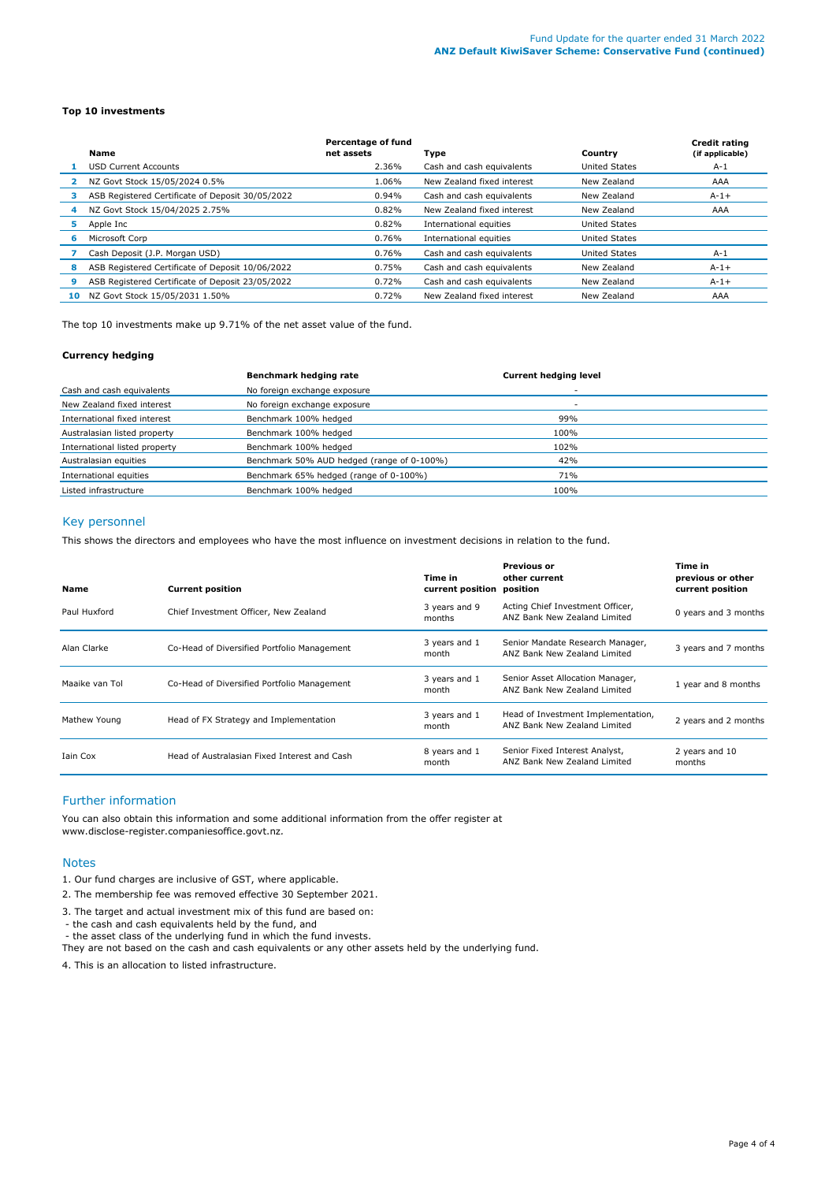### Top 10 investments

| | Name | Percentage of fund net assets | Type | Country | Credit rating (if applicable) |
|---|---|---|---|---|---|
| 1 | USD Current Accounts | 2.36% | Cash and cash equivalents | United States | A-1 |
| 2 | NZ Govt Stock 15/05/2024 0.5% | 1.06% | New Zealand fixed interest | New Zealand | AAA |
| 3 | ASB Registered Certificate of Deposit 30/05/2022 | 0.94% | Cash and cash equivalents | New Zealand | A-1+ |
| 4 | NZ Govt Stock 15/04/2025 2.75% | 0.82% | New Zealand fixed interest | New Zealand | AAA |
| 5 | Apple Inc | 0.82% | International equities | United States | |
| 6 | Microsoft Corp | 0.76% | International equities | United States | |
| 7 | Cash Deposit (J.P. Morgan USD) | 0.76% | Cash and cash equivalents | United States | A-1 |
| 8 | ASB Registered Certificate of Deposit 10/06/2022 | 0.75% | Cash and cash equivalents | New Zealand | A-1+ |
| 9 | ASB Registered Certificate of Deposit 23/05/2022 | 0.72% | Cash and cash equivalents | New Zealand | A-1+ |
| 10 | NZ Govt Stock 15/05/2031 1.50% | 0.72% | New Zealand fixed interest | New Zealand | AAA |

The top 10 investments make up 9.71% of the net asset value of the fund.

### Currency hedging

| | Benchmark hedging rate | Current hedging level |
|---|---|---|
| Cash and cash equivalents | No foreign exchange exposure | - |
| New Zealand fixed interest | No foreign exchange exposure | - |
| International fixed interest | Benchmark 100% hedged | 99% |
| Australasian listed property | Benchmark 100% hedged | 100% |
| International listed property | Benchmark 100% hedged | 102% |
| Australasian equities | Benchmark 50% AUD hedged (range of 0-100%) | 42% |
| International equities | Benchmark 65% hedged (range of 0-100%) | 71% |
| Listed infrastructure | Benchmark 100% hedged | 100% |

## Key personnel

This shows the directors and employees who have the most influence on investment decisions in relation to the fund.

| Name | Current position | Time in current position | Previous or other current position | Time in previous or other current position |
|---|---|---|---|---|
| Paul Huxford | Chief Investment Officer, New Zealand | 3 years and 9 months | Acting Chief Investment Officer, ANZ Bank New Zealand Limited | 0 years and 3 months |
| Alan Clarke | Co-Head of Diversified Portfolio Management | 3 years and 1 month | Senior Mandate Research Manager, ANZ Bank New Zealand Limited | 3 years and 7 months |
| Maaike van Tol | Co-Head of Diversified Portfolio Management | 3 years and 1 month | Senior Asset Allocation Manager, ANZ Bank New Zealand Limited | 1 year and 8 months |
| Mathew Young | Head of FX Strategy and Implementation | 3 years and 1 month | Head of Investment Implementation, ANZ Bank New Zealand Limited | 2 years and 2 months |
| Iain Cox | Head of Australasian Fixed Interest and Cash | 8 years and 1 month | Senior Fixed Interest Analyst, ANZ Bank New Zealand Limited | 2 years and 10 months |

## Further information

You can also obtain this information and some additional information from the offer register at www.disclose-register.companiesoffice.govt.nz.

## Notes

1. Our fund charges are inclusive of GST, where applicable.
2. The membership fee was removed effective 30 September 2021.
3. The target and actual investment mix of this fund are based on:
   - the cash and cash equivalents held by the fund, and
   - the asset class of the underlying fund in which the fund invests.

   They are not based on the cash and cash equivalents or any other assets held by the underlying fund.
4. This is an allocation to listed infrastructure.